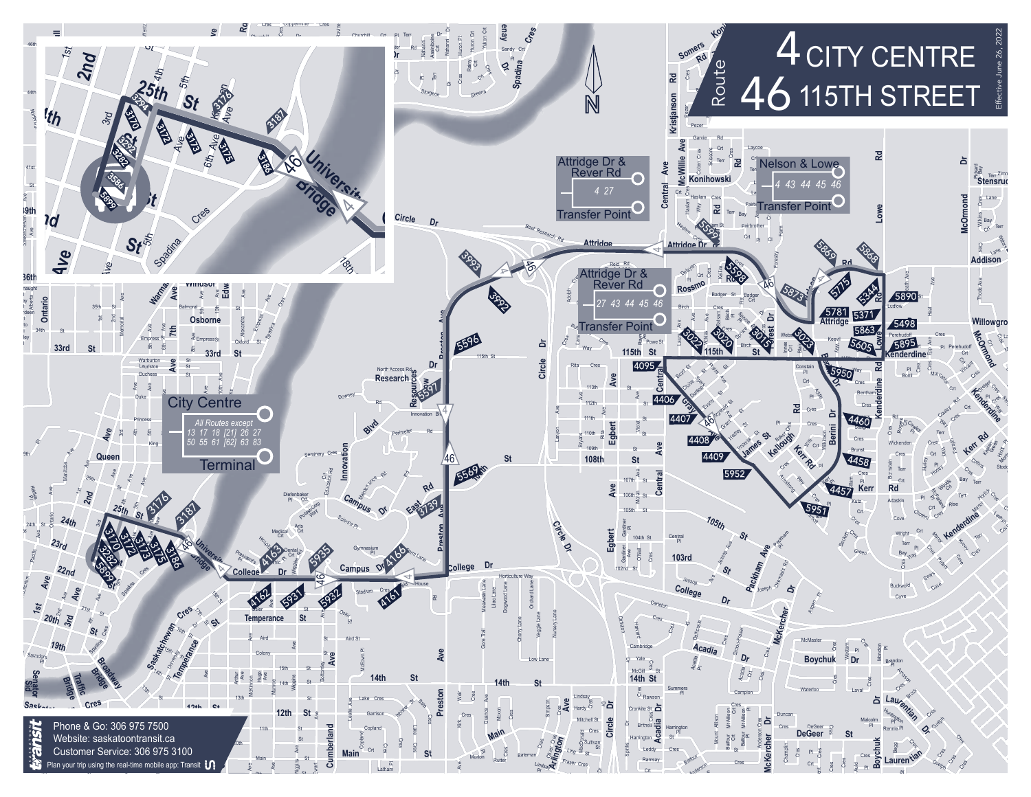# Route 4 CITY CENTRE
# 46 115TH STREET

Effective June 26, 2022

**Attridge Dr & Rever Rd Transfer Point**
4 27

**Nelson & Lowe Transfer Point**
4 43 44 45 46

**Attridge Dr & Rever Rd Transfer Point**
27 43 44 45 46

**City Centre Terminal**
All Routes except 13 17 18 [21] 26 27 50 55 61 [62] 63 83

Phone & Go: 306 975 7500
Website: saskatoontransit.ca
Customer Service: 306 975 3100
Plan your trip using the real-time mobile app: Transit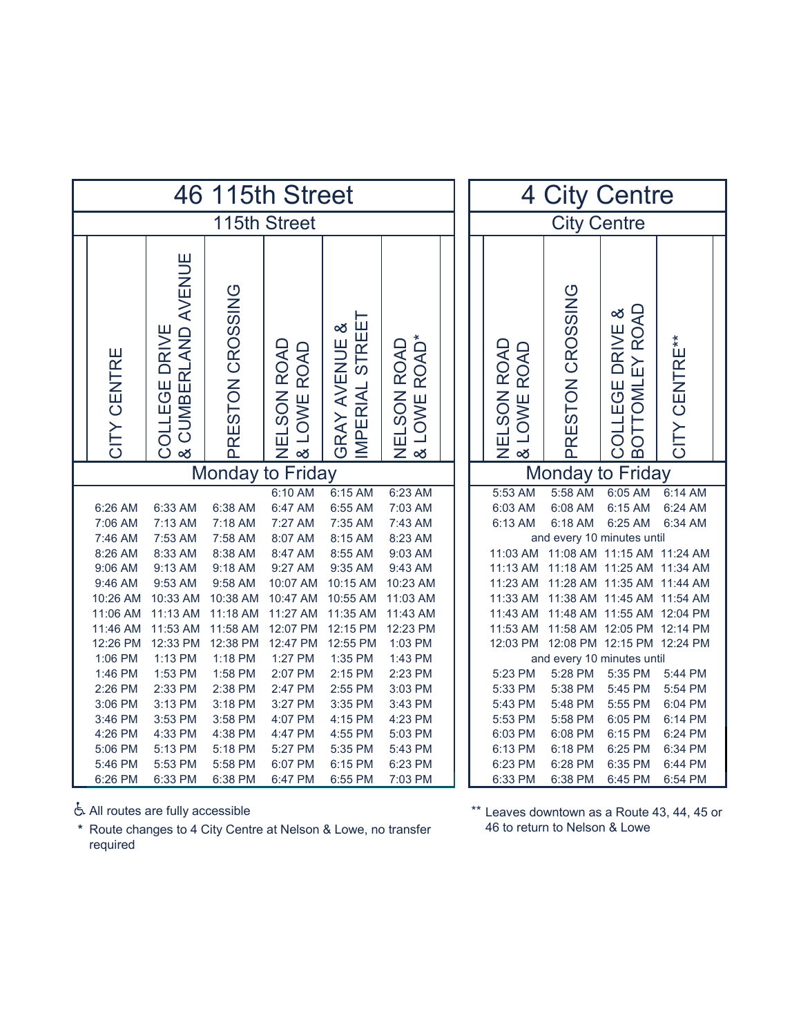## 46 115th Street

### 115th Street

| CITY CENTRE | COLLEGE DRIVE & CUMBERLAND AVENUE | PRESTON CROSSING | NELSON ROAD & LOWE ROAD | GRAY AVENUE & IMPERIAL STREET | NELSON ROAD & LOWE ROAD* |
|---|---|---|---|---|---|
| **Monday to Friday** | | | | | |
| | | | 6:10 AM | 6:15 AM | 6:23 AM |
| 6:26 AM | 6:33 AM | 6:38 AM | 6:47 AM | 6:55 AM | 7:03 AM |
| 7:06 AM | 7:13 AM | 7:18 AM | 7:27 AM | 7:35 AM | 7:43 AM |
| 7:46 AM | 7:53 AM | 7:58 AM | 8:07 AM | 8:15 AM | 8:23 AM |
| 8:26 AM | 8:33 AM | 8:38 AM | 8:47 AM | 8:55 AM | 9:03 AM |
| 9:06 AM | 9:13 AM | 9:18 AM | 9:27 AM | 9:35 AM | 9:43 AM |
| 9:46 AM | 9:53 AM | 9:58 AM | 10:07 AM | 10:15 AM | 10:23 AM |
| 10:26 AM | 10:33 AM | 10:38 AM | 10:47 AM | 10:55 AM | 11:03 AM |
| 11:06 AM | 11:13 AM | 11:18 AM | 11:27 AM | 11:35 AM | 11:43 AM |
| 11:46 AM | 11:53 AM | 11:58 AM | 12:07 PM | 12:15 PM | 12:23 PM |
| 12:26 PM | 12:33 PM | 12:38 PM | 12:47 PM | 12:55 PM | 1:03 PM |
| 1:06 PM | 1:13 PM | 1:18 PM | 1:27 PM | 1:35 PM | 1:43 PM |
| 1:46 PM | 1:53 PM | 1:58 PM | 2:07 PM | 2:15 PM | 2:23 PM |
| 2:26 PM | 2:33 PM | 2:38 PM | 2:47 PM | 2:55 PM | 3:03 PM |
| 3:06 PM | 3:13 PM | 3:18 PM | 3:27 PM | 3:35 PM | 3:43 PM |
| 3:46 PM | 3:53 PM | 3:58 PM | 4:07 PM | 4:15 PM | 4:23 PM |
| 4:26 PM | 4:33 PM | 4:38 PM | 4:47 PM | 4:55 PM | 5:03 PM |
| 5:06 PM | 5:13 PM | 5:18 PM | 5:27 PM | 5:35 PM | 5:43 PM |
| 5:46 PM | 5:53 PM | 5:58 PM | 6:07 PM | 6:15 PM | 6:23 PM |
| 6:26 PM | 6:33 PM | 6:38 PM | 6:47 PM | 6:55 PM | 7:03 PM |

## 4 City Centre

### City Centre

| NELSON ROAD & LOWE ROAD | PRESTON CROSSING | COLLEGE DRIVE & BOTTOMLEY ROAD | CITY CENTRE** |
|---|---|---|---|
| **Monday to Friday** | | | |
| 5:53 AM | 5:58 AM | 6:05 AM | 6:14 AM |
| 6:03 AM | 6:08 AM | 6:15 AM | 6:24 AM |
| 6:13 AM | 6:18 AM | 6:25 AM | 6:34 AM |
| and every 10 minutes until | | | |
| 11:03 AM | 11:08 AM | 11:15 AM | 11:24 AM |
| 11:13 AM | 11:18 AM | 11:25 AM | 11:34 AM |
| 11:23 AM | 11:28 AM | 11:35 AM | 11:44 AM |
| 11:33 AM | 11:38 AM | 11:45 AM | 11:54 AM |
| 11:43 AM | 11:48 AM | 11:55 AM | 12:04 PM |
| 11:53 AM | 11:58 AM | 12:05 PM | 12:14 PM |
| 12:03 PM | 12:08 PM | 12:15 PM | 12:24 PM |
| and every 10 minutes until | | | |
| 5:23 PM | 5:28 PM | 5:35 PM | 5:44 PM |
| 5:33 PM | 5:38 PM | 5:45 PM | 5:54 PM |
| 5:43 PM | 5:48 PM | 5:55 PM | 6:04 PM |
| 5:53 PM | 5:58 PM | 6:05 PM | 6:14 PM |
| 6:03 PM | 6:08 PM | 6:15 PM | 6:24 PM |
| 6:13 PM | 6:18 PM | 6:25 PM | 6:34 PM |
| 6:23 PM | 6:28 PM | 6:35 PM | 6:44 PM |
| 6:33 PM | 6:38 PM | 6:45 PM | 6:54 PM |

♿ All routes are fully accessible

\* Route changes to 4 City Centre at Nelson & Lowe, no transfer required

** Leaves downtown as a Route 43, 44, 45 or 46 to return to Nelson & Lowe